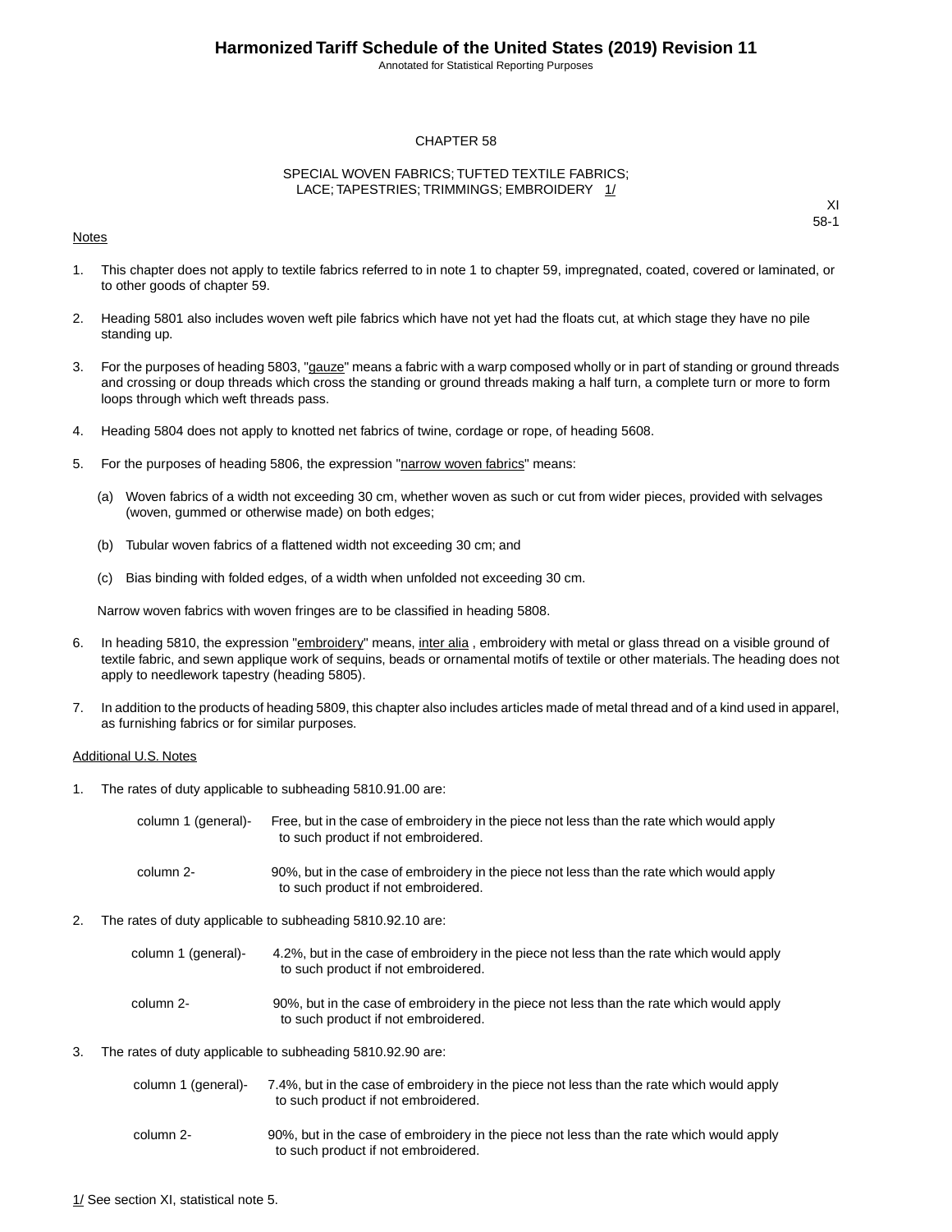# Harmonized Tariff Schedule of the United States (2019) Revision 11

Annotated for Statistical Reporting Purposes

## CHAPTER 58

## SPECIAL WOVEN FABRICS; TUFTED TEXTILE FABRICS; LACE; TAPESTRIES; TRIMMINGS; EMBROIDERY 1/

XI
58-1

Notes

1. This chapter does not apply to textile fabrics referred to in note 1 to chapter 59, impregnated, coated, covered or laminated, or to other goods of chapter 59.

2. Heading 5801 also includes woven weft pile fabrics which have not yet had the floats cut, at which stage they have no pile standing up.

3. For the purposes of heading 5803, "gauze" means a fabric with a warp composed wholly or in part of standing or ground threads and crossing or doup threads which cross the standing or ground threads making a half turn, a complete turn or more to form loops through which weft threads pass.

4. Heading 5804 does not apply to knotted net fabrics of twine, cordage or rope, of heading 5608.

5. For the purposes of heading 5806, the expression "narrow woven fabrics" means:

   (a) Woven fabrics of a width not exceeding 30 cm, whether woven as such or cut from wider pieces, provided with selvages (woven, gummed or otherwise made) on both edges;

   (b) Tubular woven fabrics of a flattened width not exceeding 30 cm; and

   (c) Bias binding with folded edges, of a width when unfolded not exceeding 30 cm.

   Narrow woven fabrics with woven fringes are to be classified in heading 5808.

6. In heading 5810, the expression "embroidery" means, inter alia , embroidery with metal or glass thread on a visible ground of textile fabric, and sewn applique work of sequins, beads or ornamental motifs of textile or other materials. The heading does not apply to needlework tapestry (heading 5805).

7. In addition to the products of heading 5809, this chapter also includes articles made of metal thread and of a kind used in apparel, as furnishing fabrics or for similar purposes.

Additional U.S. Notes

1. The rates of duty applicable to subheading 5810.91.00 are:

   column 1 (general)- Free, but in the case of embroidery in the piece not less than the rate which would apply to such product if not embroidered.

   column 2- 90%, but in the case of embroidery in the piece not less than the rate which would apply to such product if not embroidered.

2. The rates of duty applicable to subheading 5810.92.10 are:

   column 1 (general)- 4.2%, but in the case of embroidery in the piece not less than the rate which would apply to such product if not embroidered.

   column 2- 90%, but in the case of embroidery in the piece not less than the rate which would apply to such product if not embroidered.

3. The rates of duty applicable to subheading 5810.92.90 are:

   column 1 (general)- 7.4%, but in the case of embroidery in the piece not less than the rate which would apply to such product if not embroidered.

   column 2- 90%, but in the case of embroidery in the piece not less than the rate which would apply to such product if not embroidered.

1/ See section XI, statistical note 5.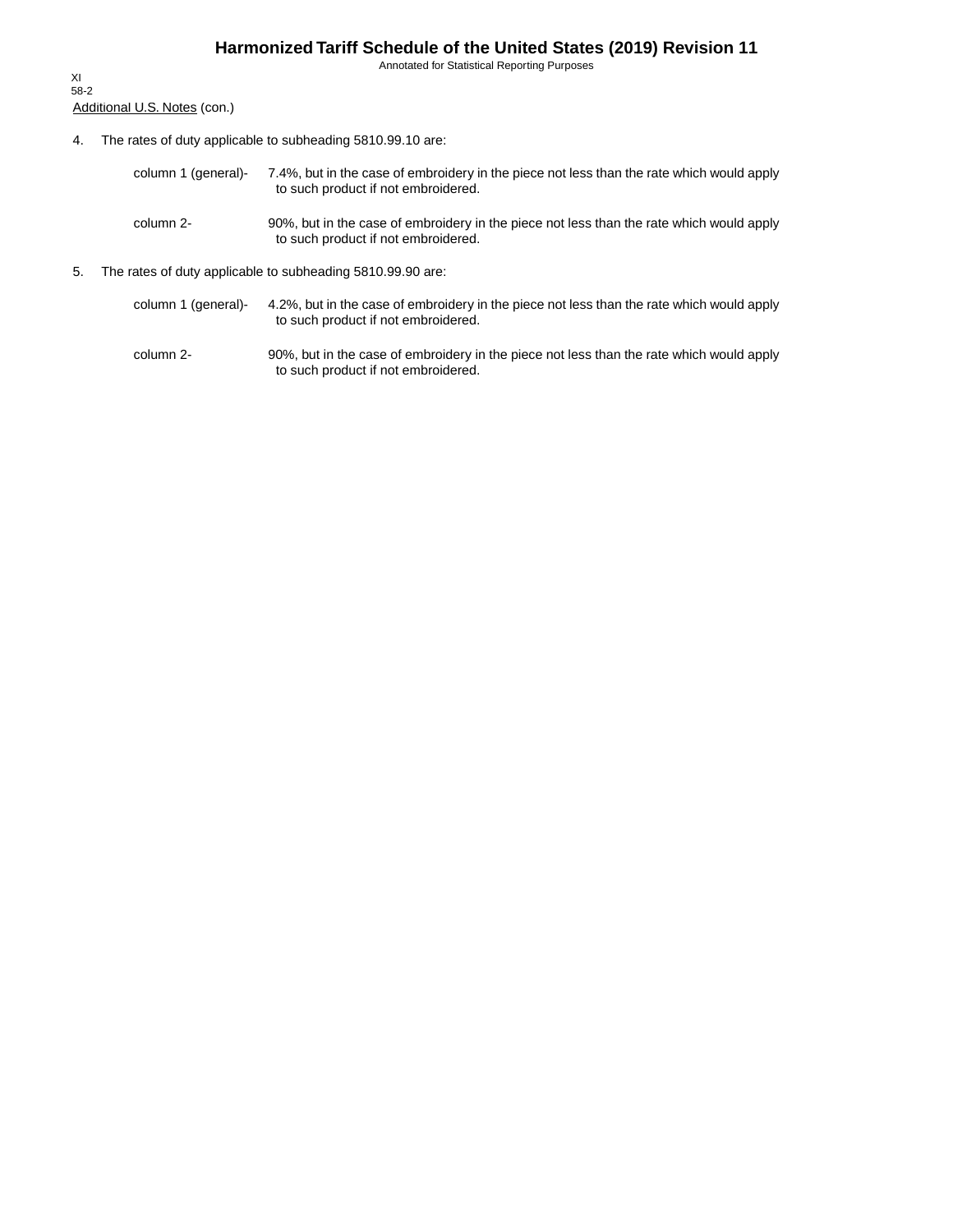Additional U.S. Notes (con.)

4. The rates of duty applicable to subheading 5810.99.10 are:

   column 1 (general)- 7.4%, but in the case of embroidery in the piece not less than the rate which would apply to such product if not embroidered.

   column 2- 90%, but in the case of embroidery in the piece not less than the rate which would apply to such product if not embroidered.

5. The rates of duty applicable to subheading 5810.99.90 are:

   column 1 (general)- 4.2%, but in the case of embroidery in the piece not less than the rate which would apply to such product if not embroidered.

   column 2- 90%, but in the case of embroidery in the piece not less than the rate which would apply to such product if not embroidered.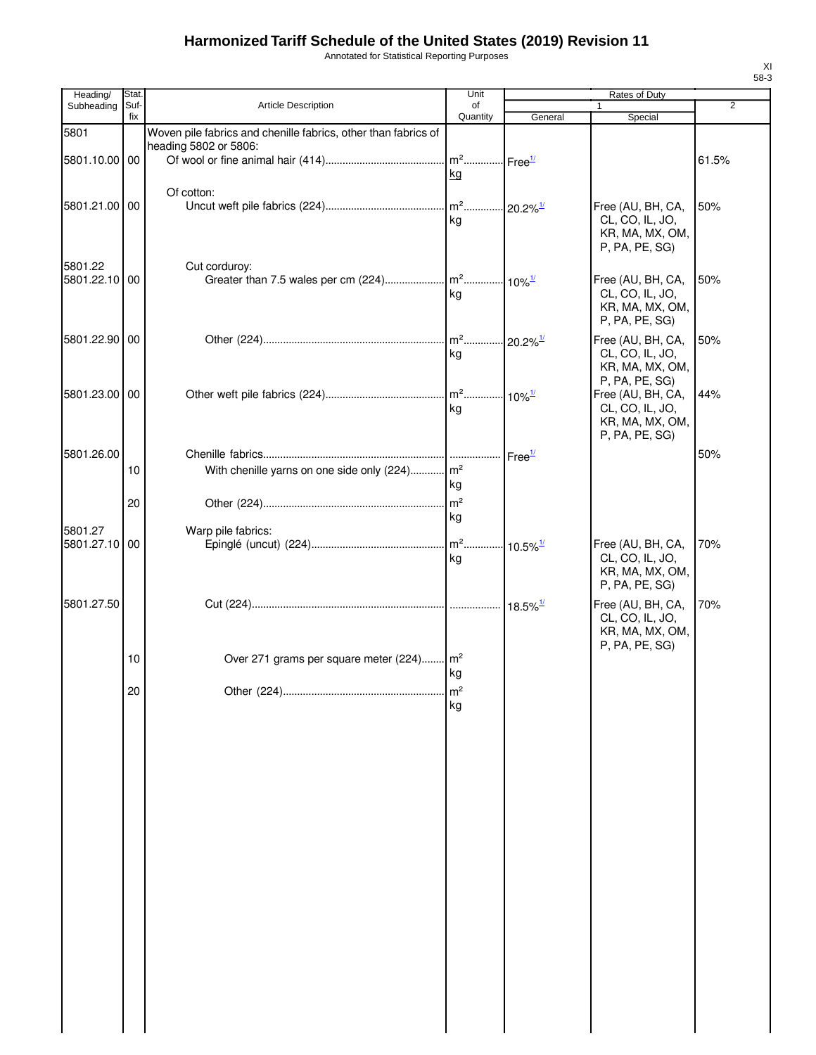# Harmonized Tariff Schedule of the United States (2019) Revision 11

Annotated for Statistical Reporting Purposes

| Heading/ Subheading | Stat. Suf-fix | Article Description | Unit of Quantity | Rates of Duty 1 General | Special | 2 |
|---|---|---|---|---|---|---|
| 5801 | | Woven pile fabrics and chenille fabrics, other than fabrics of heading 5802 or 5806: | | | | |
| 5801.10.00 | 00 | Of wool or fine animal hair (414) | m²<br>kg | Free[1/] | | 61.5% |
| | | Of cotton: | | | | |
| 5801.21.00 | 00 | Uncut weft pile fabrics (224) | m²<br>kg | 20.2%[1/] | Free (AU, BH, CA, CL, CO, IL, JO, KR, MA, MX, OM, P, PA, PE, SG) | 50% |
| 5801.22 | | Cut corduroy: | | | | |
| 5801.22.10 | 00 | Greater than 7.5 wales per cm (224) | m²<br>kg | 10%[1/] | Free (AU, BH, CA, CL, CO, IL, JO, KR, MA, MX, OM, P, PA, PE, SG) | 50% |
| 5801.22.90 | 00 | Other (224) | m²<br>kg | 20.2%[1/] | Free (AU, BH, CA, CL, CO, IL, JO, KR, MA, MX, OM, P, PA, PE, SG) | 50% |
| 5801.23.00 | 00 | Other weft pile fabrics (224) | m²<br>kg | 10%[1/] | Free (AU, BH, CA, CL, CO, IL, JO, KR, MA, MX, OM, P, PA, PE, SG) | 44% |
| 5801.26.00 | | Chenille fabrics | | Free[1/] | | 50% |
| | 10 | With chenille yarns on one side only (224) | m²<br>kg | | | |
| | 20 | Other (224) | m²<br>kg | | | |
| 5801.27 | | Warp pile fabrics: | | | | |
| 5801.27.10 | 00 | Epinglé (uncut) (224) | m²<br>kg | 10.5%[1/] | Free (AU, BH, CA, CL, CO, IL, JO, KR, MA, MX, OM, P, PA, PE, SG) | 70% |
| 5801.27.50 | | Cut (224) | | 18.5%[1/] | Free (AU, BH, CA, CL, CO, IL, JO, KR, MA, MX, OM, P, PA, PE, SG) | 70% |
| | 10 | Over 271 grams per square meter (224) | m²<br>kg | | | |
| | 20 | Other (224) | m²<br>kg | | | |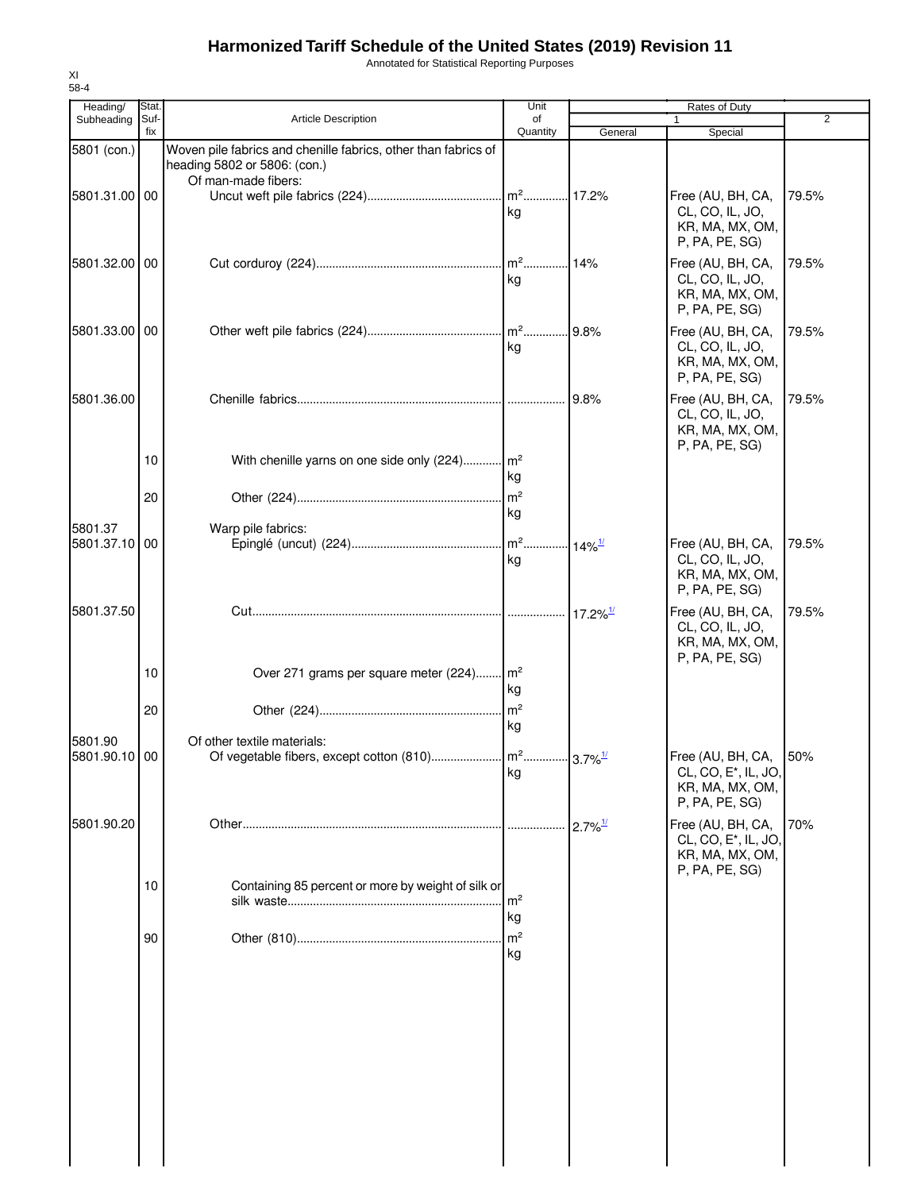# Harmonized Tariff Schedule of the United States (2019) Revision 11

Annotated for Statistical Reporting Purposes

XI
58-4

| Heading/ Subheading | Stat. Suf-fix | Article Description | Unit of Quantity | Rates of Duty 1 General | Special | 2 |
|---|---|---|---|---|---|---|
| 5801 (con.) | | Woven pile fabrics and chenille fabrics, other than fabrics of heading 5802 or 5806: (con.) | | | | |
| | | Of man-made fibers: | | | | |
| 5801.31.00 | 00 | Uncut weft pile fabrics (224) | m² kg | 17.2% | Free (AU, BH, CA, CL, CO, IL, JO, KR, MA, MX, OM, P, PA, PE, SG) | 79.5% |
| 5801.32.00 | 00 | Cut corduroy (224) | m² kg | 14% | Free (AU, BH, CA, CL, CO, IL, JO, KR, MA, MX, OM, P, PA, PE, SG) | 79.5% |
| 5801.33.00 | 00 | Other weft pile fabrics (224) | m² kg | 9.8% | Free (AU, BH, CA, CL, CO, IL, JO, KR, MA, MX, OM, P, PA, PE, SG) | 79.5% |
| 5801.36.00 | | Chenille fabrics | | 9.8% | Free (AU, BH, CA, CL, CO, IL, JO, KR, MA, MX, OM, P, PA, PE, SG) | 79.5% |
| | 10 | With chenille yarns on one side only (224) | m² kg | | | |
| | 20 | Other (224) | m² kg | | | |
| 5801.37 | | Warp pile fabrics: | | | | |
| 5801.37.10 | 00 | Epinglé (uncut) (224) | m² kg | 14%[1/] | Free (AU, BH, CA, CL, CO, IL, JO, KR, MA, MX, OM, P, PA, PE, SG) | 79.5% |
| 5801.37.50 | | Cut | | 17.2%[1/] | Free (AU, BH, CA, CL, CO, IL, JO, KR, MA, MX, OM, P, PA, PE, SG) | 79.5% |
| | 10 | Over 271 grams per square meter (224) | m² kg | | | |
| | 20 | Other (224) | m² kg | | | |
| 5801.90 | | Of other textile materials: | | | | |
| 5801.90.10 | 00 | Of vegetable fibers, except cotton (810) | m² kg | 3.7%[1/] | Free (AU, BH, CA, CL, CO, E*, IL, JO, KR, MA, MX, OM, P, PA, PE, SG) | 50% |
| 5801.90.20 | | Other | | 2.7%[1/] | Free (AU, BH, CA, CL, CO, E*, IL, JO, KR, MA, MX, OM, P, PA, PE, SG) | 70% |
| | 10 | Containing 85 percent or more by weight of silk or silk waste | m² kg | | | |
| | 90 | Other (810) | m² kg | | | |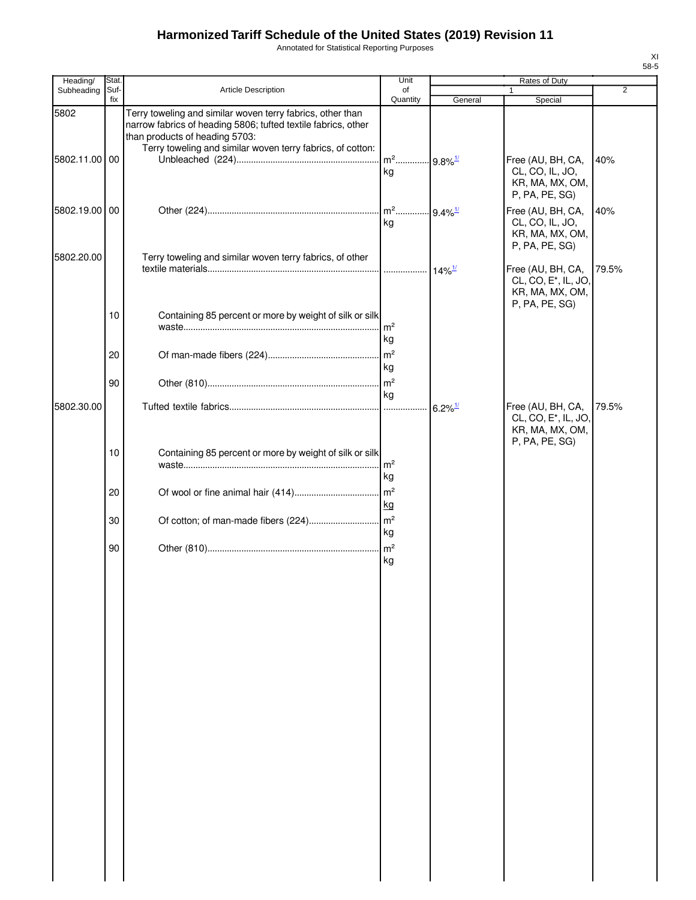# Harmonized Tariff Schedule of the United States (2019) Revision 11

Annotated for Statistical Reporting Purposes

XI
58-5

| Heading/ Subheading | Stat. Suf- fix | Article Description | Unit of Quantity | Rates of Duty | | |
|---|---|---|---|---|---|---|
| | | | | 1 | | 2 |
| | | | | General | Special | |
| 5802 | | Terry toweling and similar woven terry fabrics, other than narrow fabrics of heading 5806; tufted textile fabrics, other than products of heading 5703: | | | | |
| | | Terry toweling and similar woven terry fabrics, of cotton: | | | | |
| 5802.11.00 | 00 | Unbleached (224) | m²<br>kg | 9.8%[1/] | Free (AU, BH, CA, CL, CO, IL, JO, KR, MA, MX, OM, P, PA, PE, SG) | 40% |
| 5802.19.00 | 00 | Other (224) | m²<br>kg | 9.4%[1/] | Free (AU, BH, CA, CL, CO, IL, JO, KR, MA, MX, OM, P, PA, PE, SG) | 40% |
| 5802.20.00 | | Terry toweling and similar woven terry fabrics, of other textile materials | | 14%[1/] | Free (AU, BH, CA, CL, CO, E*, IL, JO, KR, MA, MX, OM, P, PA, PE, SG) | 79.5% |
| | 10 | Containing 85 percent or more by weight of silk or silk waste | m²<br>kg | | | |
| | 20 | Of man-made fibers (224) | m²<br>kg | | | |
| | 90 | Other (810) | m²<br>kg | | | |
| 5802.30.00 | | Tufted textile fabrics | | 6.2%[1/] | Free (AU, BH, CA, CL, CO, E*, IL, JO, KR, MA, MX, OM, P, PA, PE, SG) | 79.5% |
| | 10 | Containing 85 percent or more by weight of silk or silk waste | m²<br>kg | | | |
| | 20 | Of wool or fine animal hair (414) | m²<br>kg | | | |
| | 30 | Of cotton; of man-made fibers (224) | m²<br>kg | | | |
| | 90 | Other (810) | m²<br>kg | | | |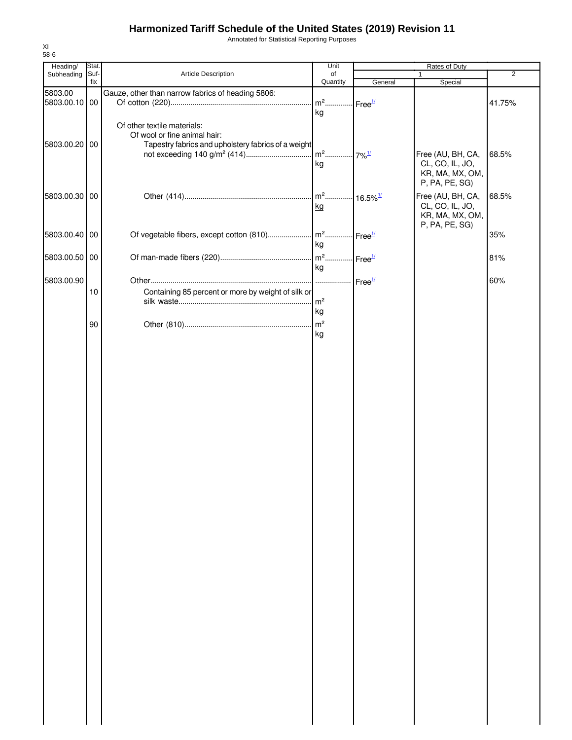# Harmonized Tariff Schedule of the United States (2019) Revision 11

Annotated for Statistical Reporting Purposes

XI
58-6

| Heading/ Subheading | Stat. Suf- fix | Article Description | Unit of Quantity | Rates of Duty 1 General | Special | 2 |
|---|---|---|---|---|---|---|
| 5803.00 | | Gauze, other than narrow fabrics of heading 5806: | | | | |
| 5803.00.10 | 00 | Of cotton (220) | $m^2$ kg | Free[1/] | | 41.75% |
| | | Of other textile materials: | | | | |
| | | Of wool or fine animal hair: | | | | |
| 5803.00.20 | 00 | Tapestry fabrics and upholstery fabrics of a weight not exceeding 140 g/$m^2$ (414) | $m^2$ kg | 7%[1/] | Free (AU, BH, CA, CL, CO, IL, JO, KR, MA, MX, OM, P, PA, PE, SG) | 68.5% |
| 5803.00.30 | 00 | Other (414) | $m^2$ kg | 16.5%[1/] | Free (AU, BH, CA, CL, CO, IL, JO, KR, MA, MX, OM, P, PA, PE, SG) | 68.5% |
| 5803.00.40 | 00 | Of vegetable fibers, except cotton (810) | $m^2$ kg | Free[1/] | | 35% |
| 5803.00.50 | 00 | Of man-made fibers (220) | $m^2$ kg | Free[1/] | | 81% |
| 5803.00.90 | | Other | | Free[1/] | | 60% |
| | 10 | Containing 85 percent or more by weight of silk or silk waste | $m^2$ kg | | | |
| | 90 | Other (810) | $m^2$ kg | | | |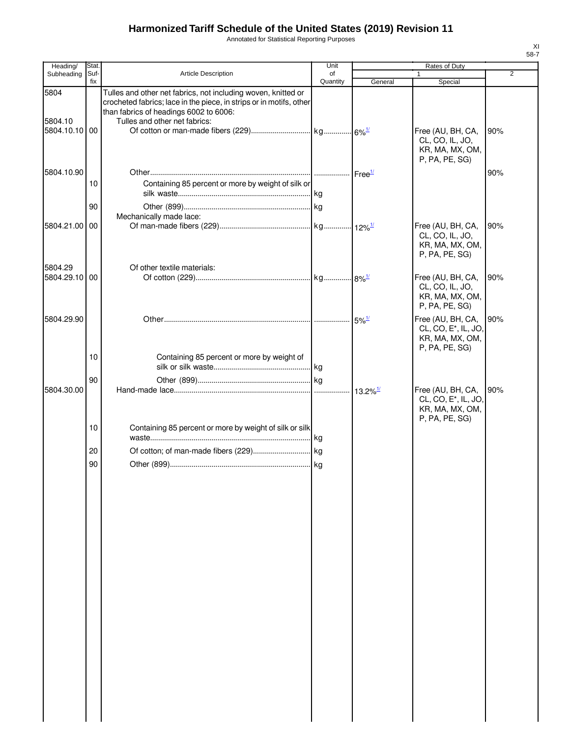# Harmonized Tariff Schedule of the United States (2019) Revision 11

Annotated for Statistical Reporting Purposes

| Heading/ Subheading | Stat. Suf- fix | Article Description | Unit of Quantity | Rates of Duty 1 General | Special | 2 |
|---|---|---|---|---|---|---|
| 5804 | | Tulles and other net fabrics, not including woven, knitted or crocheted fabrics; lace in the piece, in strips or in motifs, other than fabrics of headings 6002 to 6006: | | | | |
| 5804.10 | | Tulles and other net fabrics: | | | | |
| 5804.10.10 | 00 | Of cotton or man-made fibers (229) | kg | 6%[1/] | Free (AU, BH, CA, CL, CO, IL, JO, KR, MA, MX, OM, P, PA, PE, SG) | 90% |
| 5804.10.90 | | Other | | Free[1/] | | 90% |
| | 10 | Containing 85 percent or more by weight of silk or silk waste | kg | | | |
| | 90 | Other (899) | kg | | | |
| | | Mechanically made lace: | | | | |
| 5804.21.00 | 00 | Of man-made fibers (229) | kg | 12%[1/] | Free (AU, BH, CA, CL, CO, IL, JO, KR, MA, MX, OM, P, PA, PE, SG) | 90% |
| 5804.29 | | Of other textile materials: | | | | |
| 5804.29.10 | 00 | Of cotton (229) | kg | 8%[1/] | Free (AU, BH, CA, CL, CO, IL, JO, KR, MA, MX, OM, P, PA, PE, SG) | 90% |
| 5804.29.90 | | Other | | 5%[1/] | Free (AU, BH, CA, CL, CO, E*, IL, JO, KR, MA, MX, OM, P, PA, PE, SG) | 90% |
| | 10 | Containing 85 percent or more by weight of silk or silk waste | kg | | | |
| | 90 | Other (899) | kg | | | |
| 5804.30.00 | | Hand-made lace | | 13.2%[1/] | Free (AU, BH, CA, CL, CO, E*, IL, JO, KR, MA, MX, OM, P, PA, PE, SG) | 90% |
| | 10 | Containing 85 percent or more by weight of silk or silk waste | kg | | | |
| | 20 | Of cotton; of man-made fibers (229) | kg | | | |
| | 90 | Other (899) | kg | | | |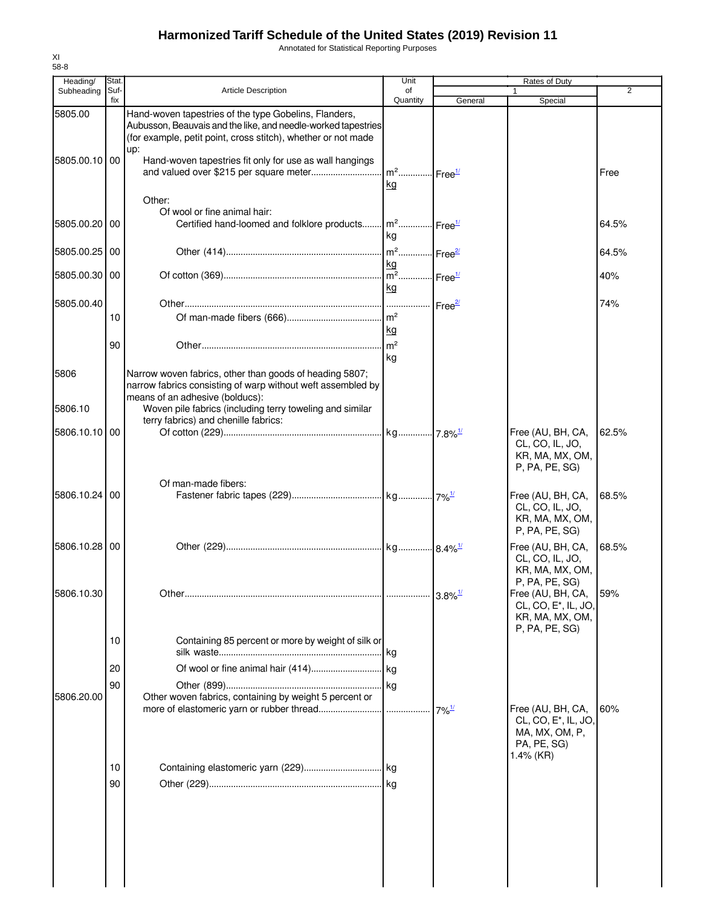# Harmonized Tariff Schedule of the United States (2019) Revision 11

Annotated for Statistical Reporting Purposes

XI
58-8

| Heading/ Subheading | Stat. Suf-fix | Article Description | Unit of Quantity | Rates of Duty 1 General | Special | 2 |
|---|---|---|---|---|---|---|
| 5805.00 | | Hand-woven tapestries of the type Gobelins, Flanders, Aubusson, Beauvais and the like, and needle-worked tapestries (for example, petit point, cross stitch), whether or not made up: | | | | |
| 5805.00.10 | 00 | Hand-woven tapestries fit only for use as wall hangings and valued over $215 per square meter | m² kg | Free[1/] | | Free |
| | | Other: | | | | |
| | | Of wool or fine animal hair: | | | | |
| 5805.00.20 | 00 | Certified hand-loomed and folklore products | m² kg | Free[1/] | | 64.5% |
| 5805.00.25 | 00 | Other (414) | m² kg | Free[2/] | | 64.5% |
| 5805.00.30 | 00 | Of cotton (369) | m² kg | Free[1/] | | 40% |
| 5805.00.40 | | Other | | Free[2/] | | 74% |
| | 10 | Of man-made fibers (666) | m² kg | | | |
| | 90 | Other | m² kg | | | |
| 5806 | | Narrow woven fabrics, other than goods of heading 5807; narrow fabrics consisting of warp without weft assembled by means of an adhesive (bolducs): | | | | |
| 5806.10 | | Woven pile fabrics (including terry toweling and similar terry fabrics) and chenille fabrics: | | | | |
| 5806.10.10 | 00 | Of cotton (229) | kg | 7.8%[1/] | Free (AU, BH, CA, CL, CO, IL, JO, KR, MA, MX, OM, P, PA, PE, SG) | 62.5% |
| | | Of man-made fibers: | | | | |
| 5806.10.24 | 00 | Fastener fabric tapes (229) | kg | 7%[1/] | Free (AU, BH, CA, CL, CO, IL, JO, KR, MA, MX, OM, P, PA, PE, SG) | 68.5% |
| 5806.10.28 | 00 | Other (229) | kg | 8.4%[1/] | Free (AU, BH, CA, CL, CO, IL, JO, KR, MA, MX, OM, P, PA, PE, SG) | 68.5% |
| 5806.10.30 | | Other | | 3.8%[1/] | Free (AU, BH, CA, CL, CO, E*, IL, JO, KR, MA, MX, OM, P, PA, PE, SG) | 59% |
| | 10 | Containing 85 percent or more by weight of silk or silk waste | kg | | | |
| | 20 | Of wool or fine animal hair (414) | kg | | | |
| | 90 | Other (899) | kg | | | |
| 5806.20.00 | | Other woven fabrics, containing by weight 5 percent or more of elastomeric yarn or rubber thread | | 7%[1/] | Free (AU, BH, CA, CL, CO, E*, IL, JO, MA, MX, OM, P, PA, PE, SG) 1.4% (KR) | 60% |
| | 10 | Containing elastomeric yarn (229) | kg | | | |
| | 90 | Other (229) | kg | | | |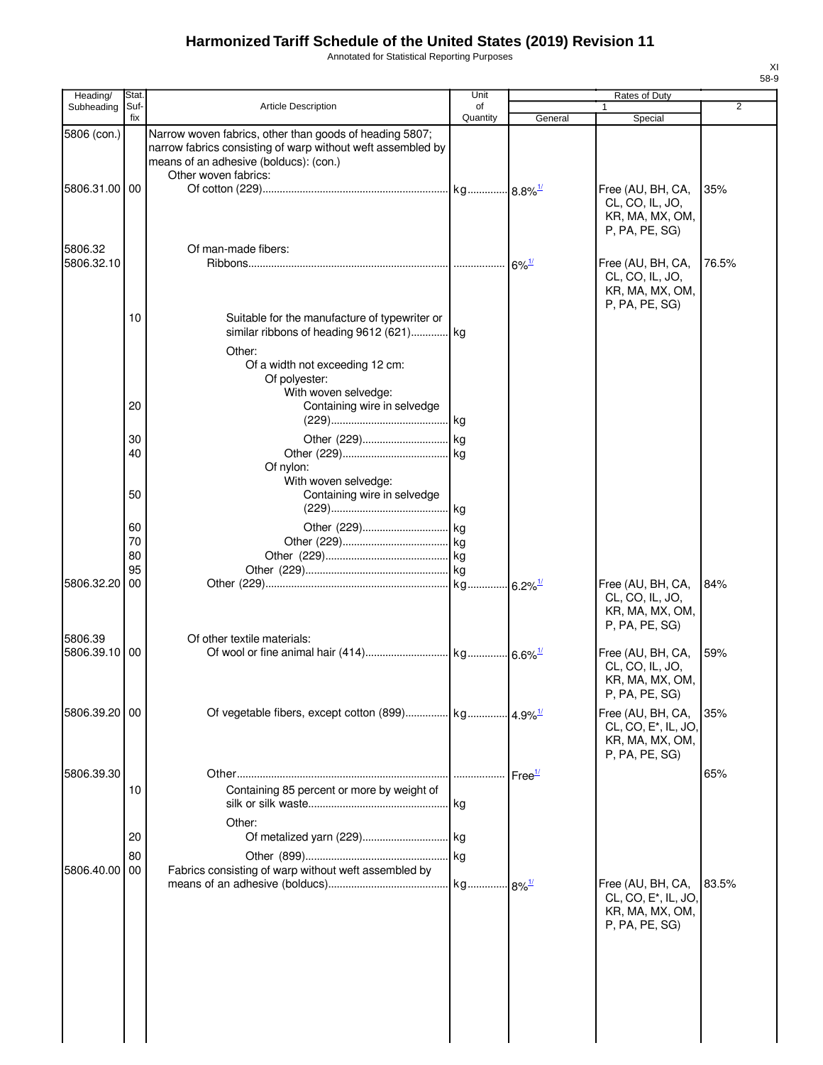# Harmonized Tariff Schedule of the United States (2019) Revision 11

Annotated for Statistical Reporting Purposes

XI
58-9

| Heading/ Subheading | Stat. Suf- fix | Article Description | Unit of Quantity | Rates of Duty 1 General | Rates of Duty 1 Special | Rates of Duty 2 |
|---|---|---|---|---|---|---|
| 5806 (con.) | | Narrow woven fabrics, other than goods of heading 5807; narrow fabrics consisting of warp without weft assembled by means of an adhesive (bolducs): (con.) | | | | |
| | | Other woven fabrics: | | | | |
| 5806.31.00 | 00 | Of cotton (229) | kg | 8.8%1/ | Free (AU, BH, CA, CL, CO, IL, JO, KR, MA, MX, OM, P, PA, PE, SG) | 35% |
| 5806.32 | | Of man-made fibers: | | | | |
| 5806.32.10 | | Ribbons | | 6%1/ | Free (AU, BH, CA, CL, CO, IL, JO, KR, MA, MX, OM, P, PA, PE, SG) | 76.5% |
| | 10 | Suitable for the manufacture of typewriter or similar ribbons of heading 9612 (621) | kg | | | |
| | | Other: | | | | |
| | | Of a width not exceeding 12 cm: | | | | |
| | | Of polyester: | | | | |
| | | With woven selvedge: | | | | |
| | 20 | Containing wire in selvedge (229) | kg | | | |
| | 30 | Other (229) | kg | | | |
| | 40 | Other (229) | kg | | | |
| | | Of nylon: | | | | |
| | | With woven selvedge: | | | | |
| | 50 | Containing wire in selvedge (229) | kg | | | |
| | 60 | Other (229) | kg | | | |
| | 70 | Other (229) | kg | | | |
| | 80 | Other (229) | kg | | | |
| | 95 | Other (229) | kg | | | |
| 5806.32.20 | 00 | Other (229) | kg | 6.2%1/ | Free (AU, BH, CA, CL, CO, IL, JO, KR, MA, MX, OM, P, PA, PE, SG) | 84% |
| 5806.39 | | Of other textile materials: | | | | |
| 5806.39.10 | 00 | Of wool or fine animal hair (414) | kg | 6.6%1/ | Free (AU, BH, CA, CL, CO, IL, JO, KR, MA, MX, OM, P, PA, PE, SG) | 59% |
| 5806.39.20 | 00 | Of vegetable fibers, except cotton (899) | kg | 4.9%1/ | Free (AU, BH, CA, CL, CO, E*, IL, JO, KR, MA, MX, OM, P, PA, PE, SG) | 35% |
| 5806.39.30 | | Other | | Free1/ | | 65% |
| | 10 | Containing 85 percent or more by weight of silk or silk waste | kg | | | |
| | | Other: | | | | |
| | 20 | Of metalized yarn (229) | kg | | | |
| | 80 | Other (899) | kg | | | |
| 5806.40.00 | 00 | Fabrics consisting of warp without weft assembled by means of an adhesive (bolducs) | kg | 8%1/ | Free (AU, BH, CA, CL, CO, E*, IL, JO, KR, MA, MX, OM, P, PA, PE, SG) | 83.5% |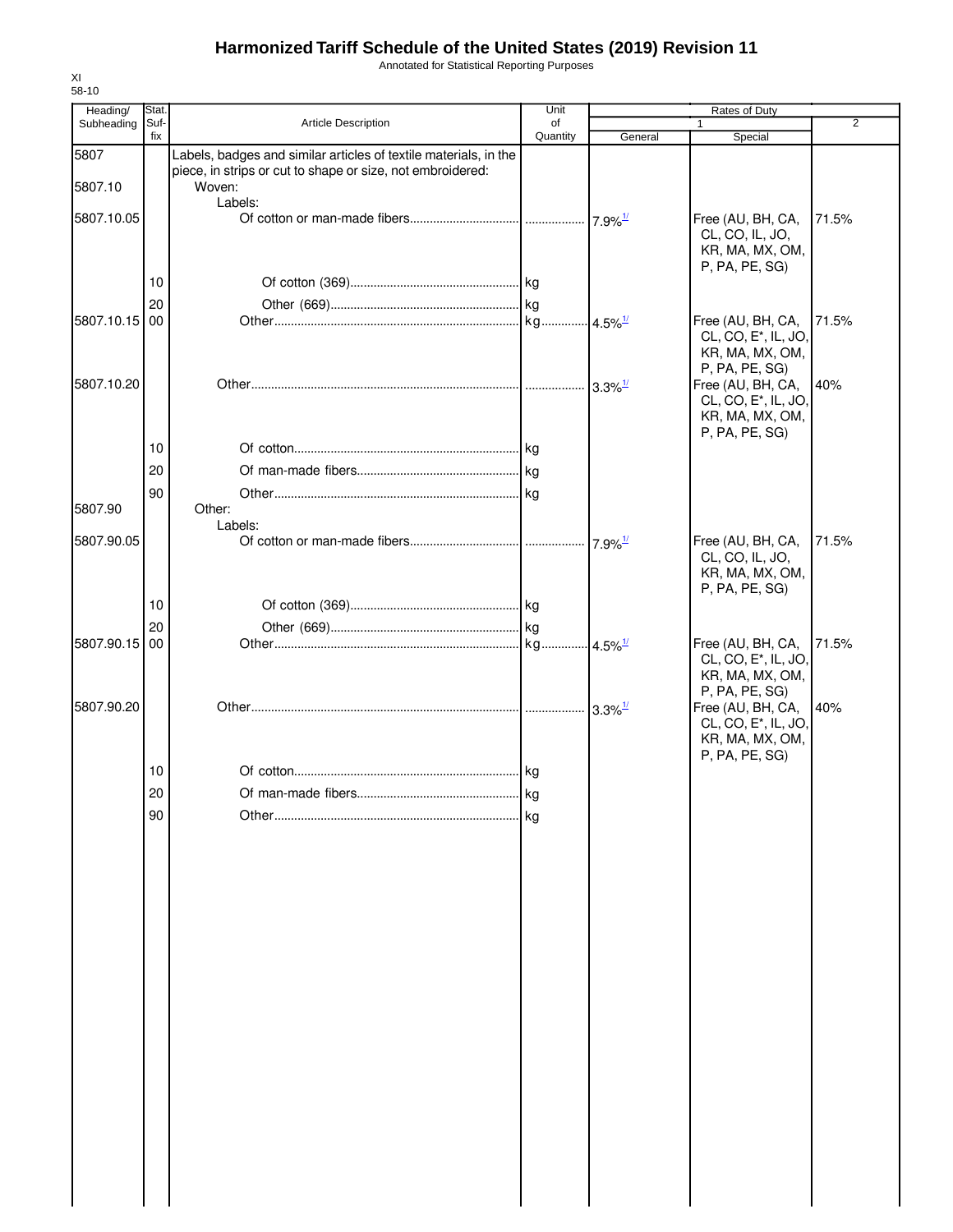# Harmonized Tariff Schedule of the United States (2019) Revision 11

Annotated for Statistical Reporting Purposes

XI
58-10

| Heading/ Subheading | Stat. Suf- fix | Article Description | Unit of Quantity | Rates of Duty 1 General | Special | 2 |
|---|---|---|---|---|---|---|
| 5807 | | Labels, badges and similar articles of textile materials, in the piece, in strips or cut to shape or size, not embroidered: | | | | |
| 5807.10 | | Woven: | | | | |
| | | Labels: | | | | |
| 5807.10.05 | | Of cotton or man-made fibers | | 7.9%[1/] | Free (AU, BH, CA, CL, CO, IL, JO, KR, MA, MX, OM, P, PA, PE, SG) | 71.5% |
| | 10 | Of cotton (369) | kg | | | |
| | 20 | Other (669) | kg | | | |
| 5807.10.15 | 00 | Other | kg | 4.5%[1/] | Free (AU, BH, CA, CL, CO, E*, IL, JO, KR, MA, MX, OM, P, PA, PE, SG) | 71.5% |
| 5807.10.20 | | Other | | 3.3%[1/] | Free (AU, BH, CA, CL, CO, E*, IL, JO, KR, MA, MX, OM, P, PA, PE, SG) | 40% |
| | 10 | Of cotton | kg | | | |
| | 20 | Of man-made fibers | kg | | | |
| | 90 | Other | kg | | | |
| 5807.90 | | Other: | | | | |
| | | Labels: | | | | |
| 5807.90.05 | | Of cotton or man-made fibers | | 7.9%[1/] | Free (AU, BH, CA, CL, CO, IL, JO, KR, MA, MX, OM, P, PA, PE, SG) | 71.5% |
| | 10 | Of cotton (369) | kg | | | |
| | 20 | Other (669) | kg | | | |
| 5807.90.15 | 00 | Other | kg | 4.5%[1/] | Free (AU, BH, CA, CL, CO, E*, IL, JO, KR, MA, MX, OM, P, PA, PE, SG) | 71.5% |
| 5807.90.20 | | Other | | 3.3%[1/] | Free (AU, BH, CA, CL, CO, E*, IL, JO, KR, MA, MX, OM, P, PA, PE, SG) | 40% |
| | 10 | Of cotton | kg | | | |
| | 20 | Of man-made fibers | kg | | | |
| | 90 | Other | kg | | | |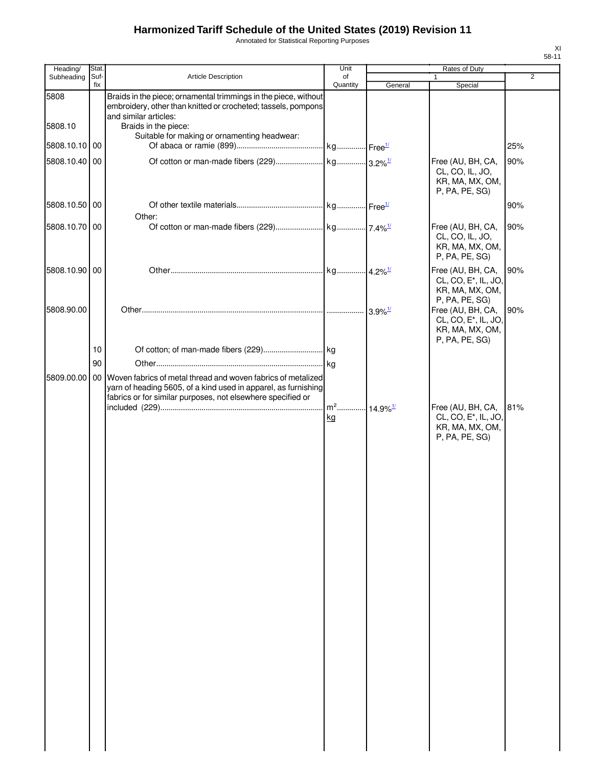# Harmonized Tariff Schedule of the United States (2019) Revision 11

Annotated for Statistical Reporting Purposes

XI
58-11

| Heading/ Subheading | Stat. Suf- fix | Article Description | Unit of Quantity | Rates of Duty 1 General | Special | 2 |
|---|---|---|---|---|---|---|
| 5808 | | Braids in the piece; ornamental trimmings in the piece, without embroidery, other than knitted or crocheted; tassels, pompons and similar articles: | | | | |
| 5808.10 | | Braids in the piece: | | | | |
| | | Suitable for making or ornamenting headwear: | | | | |
| 5808.10.10 | 00 | Of abaca or ramie (899) | kg | Free[1/] | | 25% |
| 5808.10.40 | 00 | Of cotton or man-made fibers (229) | kg | 3.2%[1/] | Free (AU, BH, CA, CL, CO, IL, JO, KR, MA, MX, OM, P, PA, PE, SG) | 90% |
| 5808.10.50 | 00 | Of other textile materials | kg | Free[1/] | | 90% |
| | | Other: | | | | |
| 5808.10.70 | 00 | Of cotton or man-made fibers (229) | kg | 7.4%[1/] | Free (AU, BH, CA, CL, CO, IL, JO, KR, MA, MX, OM, P, PA, PE, SG) | 90% |
| 5808.10.90 | 00 | Other | kg | 4.2%[1/] | Free (AU, BH, CA, CL, CO, E*, IL, JO, KR, MA, MX, OM, P, PA, PE, SG) | 90% |
| 5808.90.00 | | Other | | 3.9%[1/] | Free (AU, BH, CA, CL, CO, E*, IL, JO, KR, MA, MX, OM, P, PA, PE, SG) | 90% |
| | 10 | Of cotton; of man-made fibers (229) | kg | | | |
| | 90 | Other | kg | | | |
| 5809.00.00 | 00 | Woven fabrics of metal thread and woven fabrics of metalized yarn of heading 5605, of a kind used in apparel, as furnishing fabrics or for similar purposes, not elsewhere specified or included (229) | $m^2$ kg | 14.9%[1/] | Free (AU, BH, CA, CL, CO, E*, IL, JO, KR, MA, MX, OM, P, PA, PE, SG) | 81% |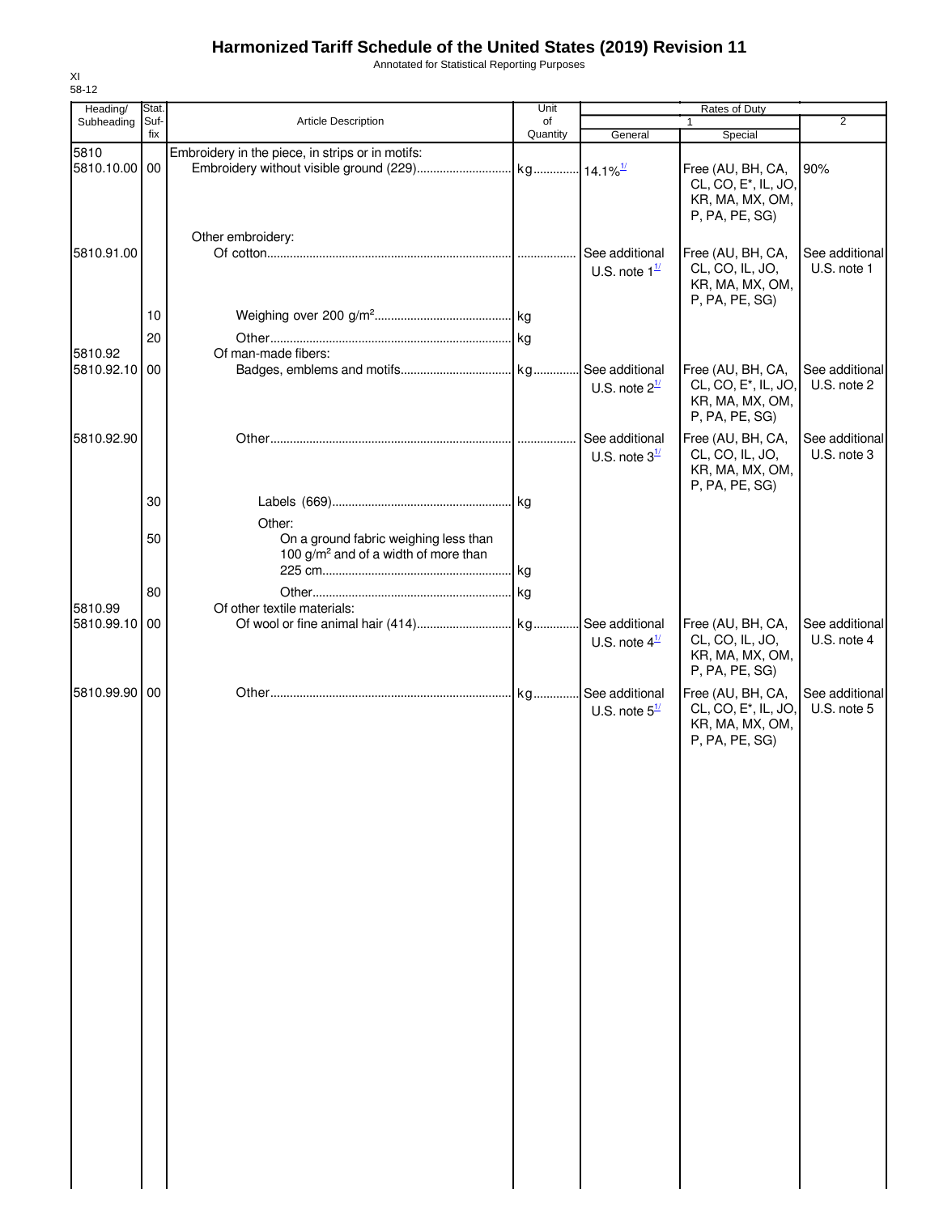# Harmonized Tariff Schedule of the United States (2019) Revision 11

Annotated for Statistical Reporting Purposes

XI
58-12

| Heading/ Subheading | Stat. Suf- fix | Article Description | Unit of Quantity | Rates of Duty | | |
|---|---|---|---|---|---|---|
| | | | | 1 | | 2 |
| | | | | General | Special | |
| 5810 | | Embroidery in the piece, in strips or in motifs: | | | | |
| 5810.10.00 | 00 | Embroidery without visible ground (229) | kg | 14.1%[1/] | Free (AU, BH, CA, CL, CO, E*, IL, JO, KR, MA, MX, OM, P, PA, PE, SG) | 90% |
| | | Other embroidery: | | | | |
| 5810.91.00 | | Of cotton | | See additional U.S. note 1[1/] | Free (AU, BH, CA, CL, CO, IL, JO, KR, MA, MX, OM, P, PA, PE, SG) | See additional U.S. note 1 |
| | 10 | Weighing over 200 g/m² | kg | | | |
| | 20 | Other | kg | | | |
| 5810.92 | | Of man-made fibers: | | | | |
| 5810.92.10 | 00 | Badges, emblems and motifs | kg | See additional U.S. note 2[1/] | Free (AU, BH, CA, CL, CO, E*, IL, JO, KR, MA, MX, OM, P, PA, PE, SG) | See additional U.S. note 2 |
| 5810.92.90 | | Other | | See additional U.S. note 3[1/] | Free (AU, BH, CA, CL, CO, IL, JO, KR, MA, MX, OM, P, PA, PE, SG) | See additional U.S. note 3 |
| | 30 | Labels (669) | kg | | | |
| | | Other: | | | | |
| | 50 | On a ground fabric weighing less than 100 g/m² and of a width of more than 225 cm | kg | | | |
| | 80 | Other | kg | | | |
| 5810.99 | | Of other textile materials: | | | | |
| 5810.99.10 | 00 | Of wool or fine animal hair (414) | kg | See additional U.S. note 4[1/] | Free (AU, BH, CA, CL, CO, IL, JO, KR, MA, MX, OM, P, PA, PE, SG) | See additional U.S. note 4 |
| 5810.99.90 | 00 | Other | kg | See additional U.S. note 5[1/] | Free (AU, BH, CA, CL, CO, E*, IL, JO, KR, MA, MX, OM, P, PA, PE, SG) | See additional U.S. note 5 |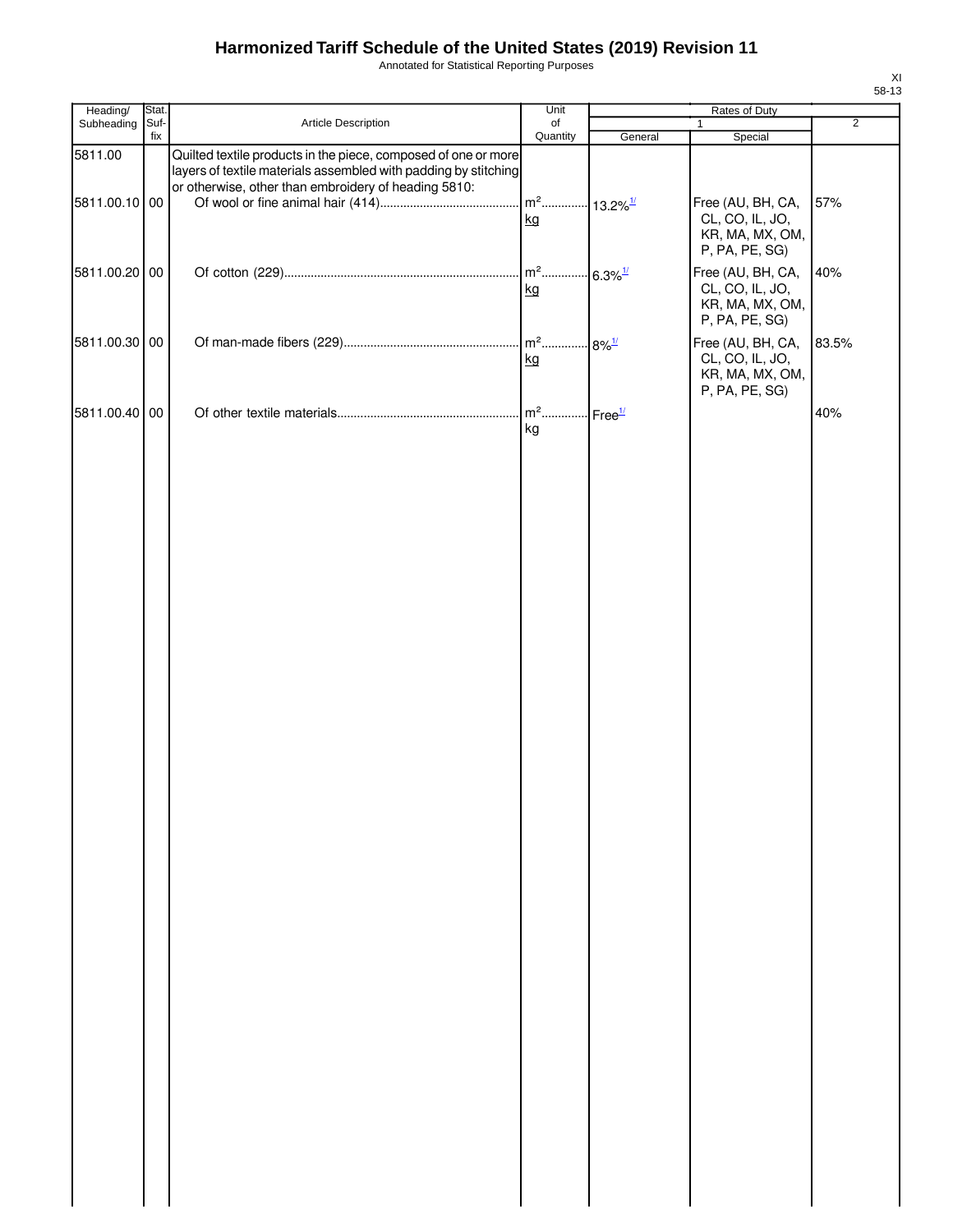# Harmonized Tariff Schedule of the United States (2019) Revision 11

Annotated for Statistical Reporting Purposes

XI
58-13

| Heading/ Subheading | Stat. Suf- fix | Article Description | Unit of Quantity | Rates of Duty | | |
|---|---|---|---|---|---|---|
| | | | | 1 | | 2 |
| | | | | General | Special | |
| 5811.00 | | Quilted textile products in the piece, composed of one or more layers of textile materials assembled with padding by stitching or otherwise, other than embroidery of heading 5810: | | | | |
| 5811.00.10 | 00 | Of wool or fine animal hair (414) | $m^2$<br>kg | 13.2%[1/] | Free (AU, BH, CA, CL, CO, IL, JO, KR, MA, MX, OM, P, PA, PE, SG) | 57% |
| 5811.00.20 | 00 | Of cotton (229) | $m^2$<br>kg | 6.3%[1/] | Free (AU, BH, CA, CL, CO, IL, JO, KR, MA, MX, OM, P, PA, PE, SG) | 40% |
| 5811.00.30 | 00 | Of man-made fibers (229) | $m^2$<br>kg | 8%[1/] | Free (AU, BH, CA, CL, CO, IL, JO, KR, MA, MX, OM, P, PA, PE, SG) | 83.5% |
| 5811.00.40 | 00 | Of other textile materials | $m^2$<br>kg | Free[1/] | | 40% |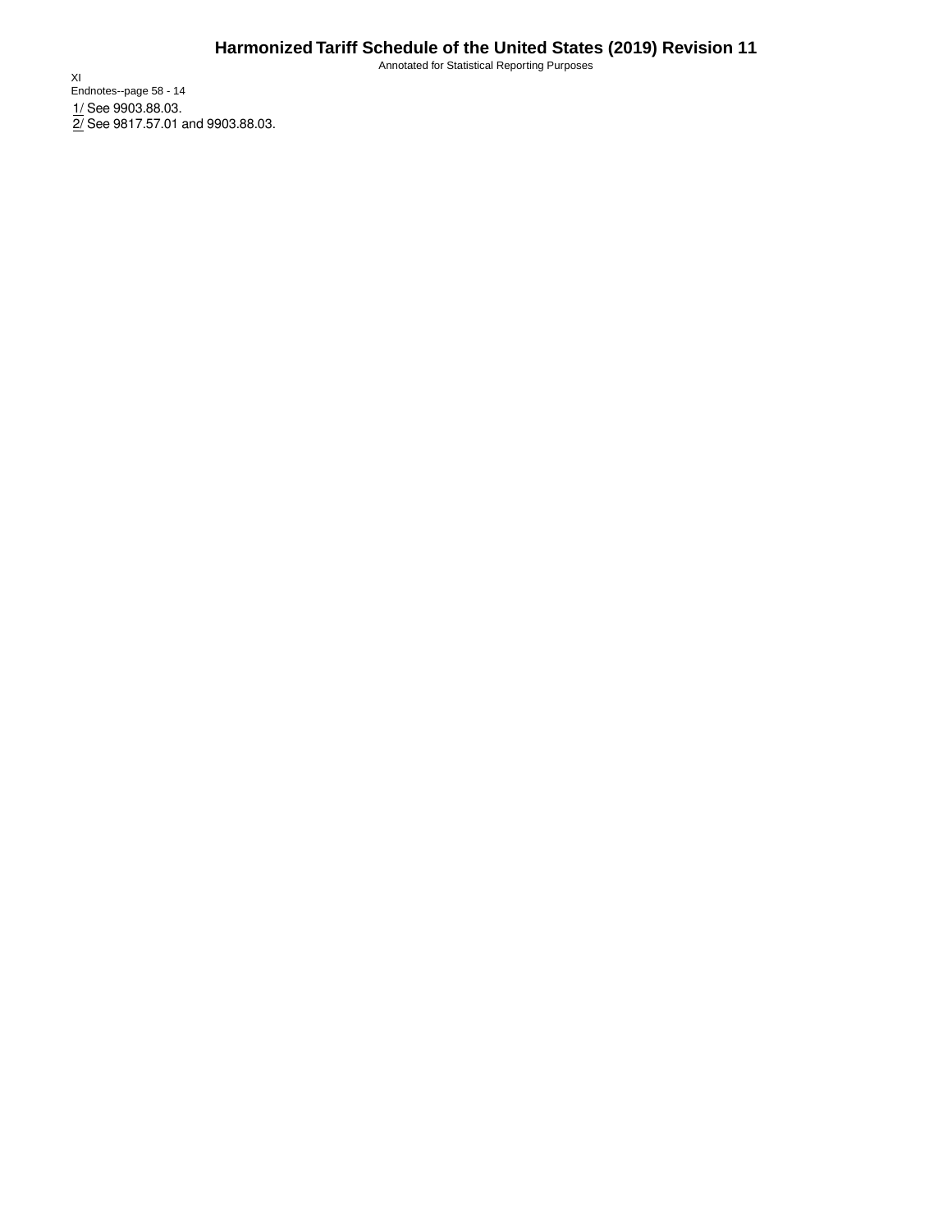1/ See 9903.88.03.

2/ See 9817.57.01 and 9903.88.03.